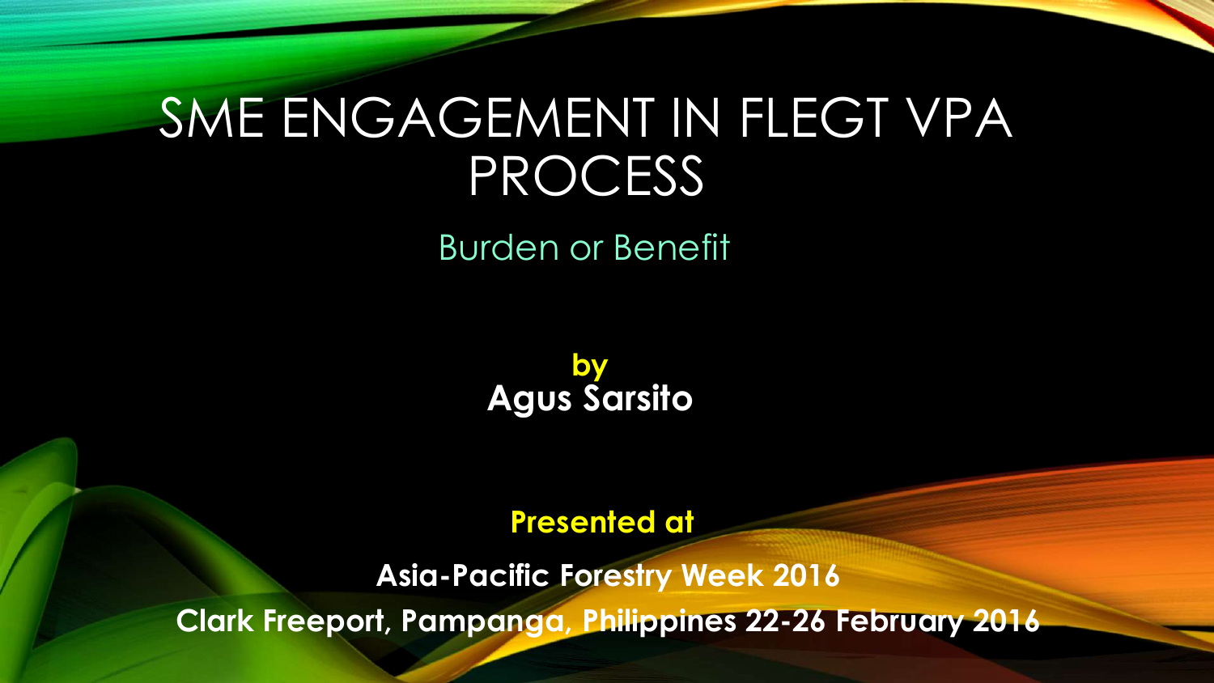# SME ENGAGEMENT IN FLEGT VPA PROCESS

## Burden or Benefit

**by**
**Agus Sarsito**

**Presented at**

**Asia-Pacific Forestry Week 2016**
**Clark Freeport, Pampanga, Philippines 22-26 February 2016**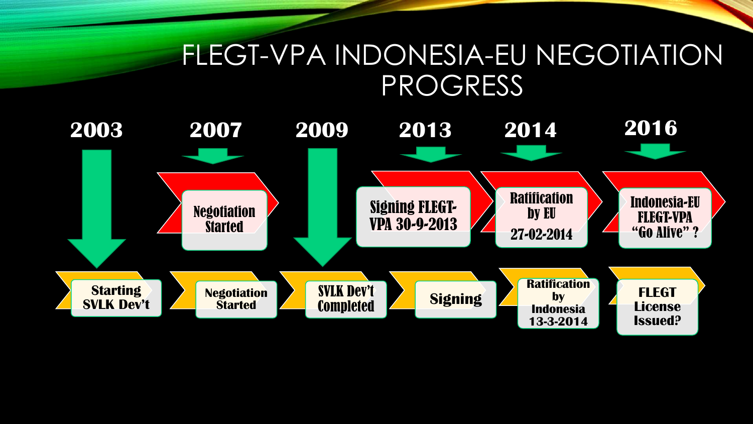# FLEGT-VPA INDONESIA-EU NEGOTIATION PROGRESS

| 2003 | 2007 | 2009 | 2013 | 2014 | 2016 |
|---|---|---|---|---|---|
| | Negotiation Started | | Signing FLEGT-VPA 30-9-2013 | Ratification by EU 27-02-2014 | Indonesia-EU FLEGT-VPA "Go Alive" ? |
| Starting SVLK Dev't | Negotiation Started | SVLK Dev't Completed | Signing | Ratification by Indonesia 13-3-2014 | FLEGT License Issued? |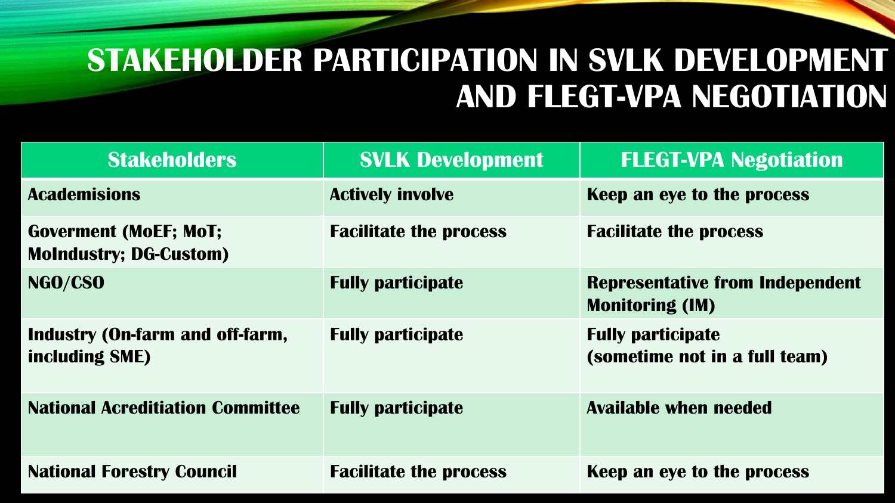# STAKEHOLDER PARTICIPATION IN SVLK DEVELOPMENT AND FLEGT-VPA NEGOTIATION

| Stakeholders | SVLK Development | FLEGT-VPA Negotiation |
| --- | --- | --- |
| Academisions | Actively involve | Keep an eye to the process |
| Goverment (MoEF; MoT; MoIndustry; DG-Custom) | Facilitate the process | Facilitate the process |
| NGO/CSO | Fully participate | Representative from Independent Monitoring (IM) |
| Industry (On-farm and off-farm, including SME) | Fully participate | Fully participate (sometime not in a full team) |
| National Acreditiation Committee | Fully participate | Available when needed |
| National Forestry Council | Facilitate the process | Keep an eye to the process |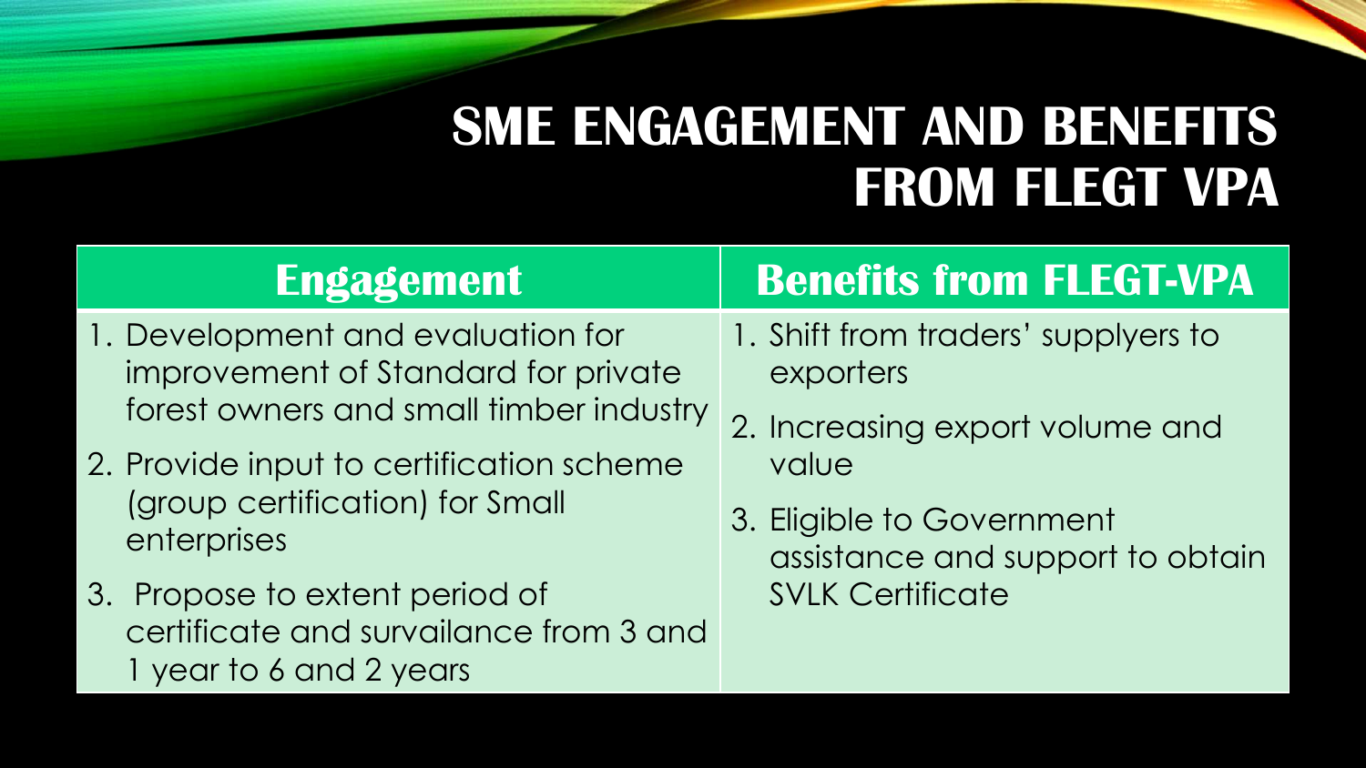# SME ENGAGEMENT AND BENEFITS FROM FLEGT VPA

| Engagement | Benefits from FLEGT-VPA |
|---|---|
| 1. Development and evaluation for improvement of Standard for private forest owners and small timber industry<br>2. Provide input to certification scheme (group certification) for Small enterprises<br>3. Propose to extent period of certificate and survailance from 3 and 1 year to 6 and 2 years | 1. Shift from traders' supplyers to exporters<br>2. Increasing export volume and value<br>3. Eligible to Government assistance and support to obtain SVLK Certificate |